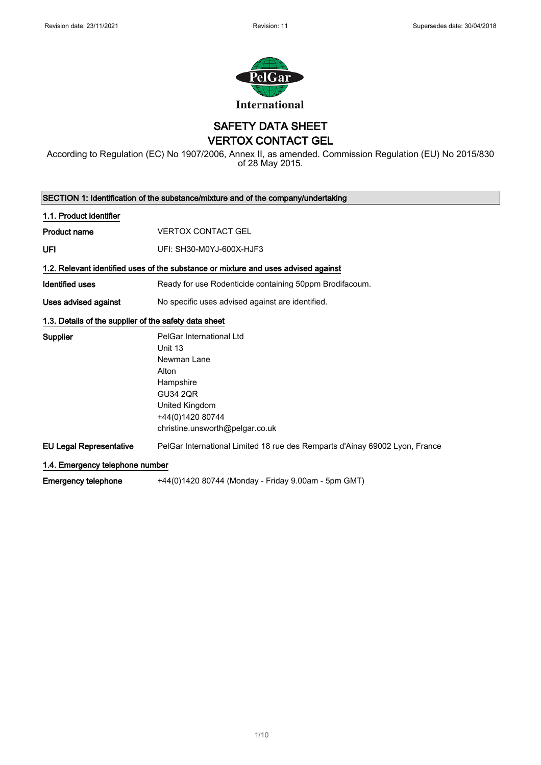Revision date: 23/11/2021 Revision: 11 Supersedes date: 30/04/2018

PelGar International

# SAFETY DATA SHEET
# VERTOX CONTACT GEL

According to Regulation (EC) No 1907/2006, Annex II, as amended. Commission Regulation (EU) No 2015/830 of 28 May 2015.

## SECTION 1: Identification of the substance/mixture and of the company/undertaking

### 1.1. Product identifier

| | |
|---|---|
| **Product name** | VERTOX CONTACT GEL |
| **UFI** | UFI: SH30-M0YJ-600X-HJF3 |

### 1.2. Relevant identified uses of the substance or mixture and uses advised against

| | |
|---|---|
| **Identified uses** | Ready for use Rodenticide containing 50ppm Brodifacoum. |
| **Uses advised against** | No specific uses advised against are identified. |

### 1.3. Details of the supplier of the safety data sheet

| | |
|---|---|
| **Supplier** | PelGar International Ltd<br>Unit 13<br>Newman Lane<br>Alton<br>Hampshire<br>GU34 2QR<br>United Kingdom<br>+44(0)1420 80744<br>christine.unsworth@pelgar.co.uk |
| **EU Legal Representative** | PelGar International Limited 18 rue des Remparts d'Ainay 69002 Lyon, France |

### 1.4. Emergency telephone number

| | |
|---|---|
| **Emergency telephone** | +44(0)1420 80744 (Monday - Friday 9.00am - 5pm GMT) |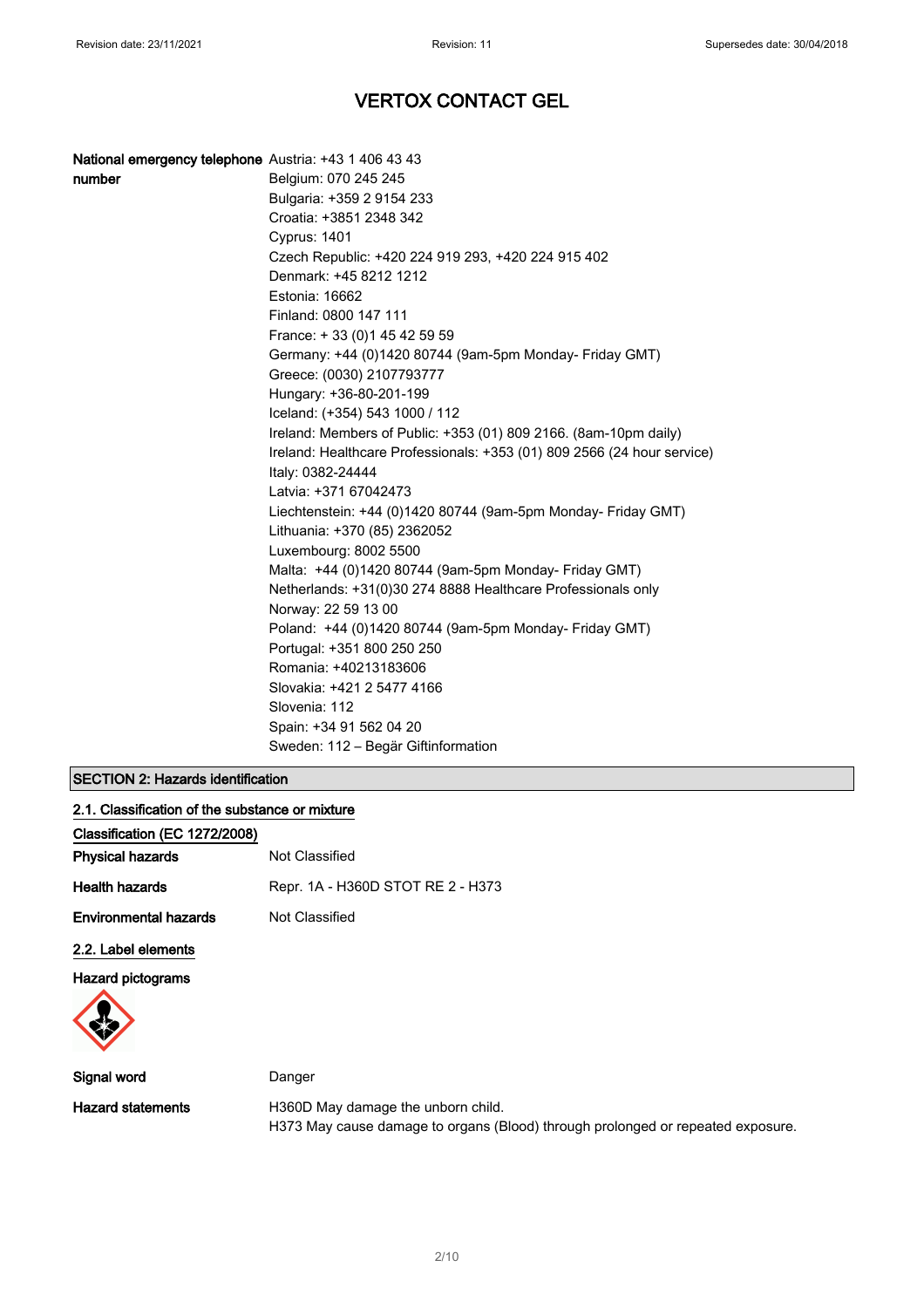# VERTOX CONTACT GEL

| | |
|---|---|
| **National emergency telephone number** | Austria: +43 1 406 43 43 |
| | Belgium: 070 245 245 |
| | Bulgaria: +359 2 9154 233 |
| | Croatia: +3851 2348 342 |
| | Cyprus: 1401 |
| | Czech Republic: +420 224 919 293, +420 224 915 402 |
| | Denmark: +45 8212 1212 |
| | Estonia: 16662 |
| | Finland: 0800 147 111 |
| | France: + 33 (0)1 45 42 59 59 |
| | Germany: +44 (0)1420 80744 (9am-5pm Monday- Friday GMT) |
| | Greece: (0030) 2107793777 |
| | Hungary: +36-80-201-199 |
| | Iceland: (+354) 543 1000 / 112 |
| | Ireland: Members of Public: +353 (01) 809 2166. (8am-10pm daily) |
| | Ireland: Healthcare Professionals: +353 (01) 809 2566 (24 hour service) |
| | Italy: 0382-24444 |
| | Latvia: +371 67042473 |
| | Liechtenstein: +44 (0)1420 80744 (9am-5pm Monday- Friday GMT) |
| | Lithuania: +370 (85) 2362052 |
| | Luxembourg: 8002 5500 |
| | Malta: +44 (0)1420 80744 (9am-5pm Monday- Friday GMT) |
| | Netherlands: +31(0)30 274 8888 Healthcare Professionals only |
| | Norway: 22 59 13 00 |
| | Poland: +44 (0)1420 80744 (9am-5pm Monday- Friday GMT) |
| | Portugal: +351 800 250 250 |
| | Romania: +40213183606 |
| | Slovakia: +421 2 5477 4166 |
| | Slovenia: 112 |
| | Spain: +34 91 562 04 20 |
| | Sweden: 112 – Begär Giftinformation |

## SECTION 2: Hazards identification

### 2.1. Classification of the substance or mixture

**Classification (EC 1272/2008)**

| | |
|---|---|
| **Physical hazards** | Not Classified |
| **Health hazards** | Repr. 1A - H360D STOT RE 2 - H373 |
| **Environmental hazards** | Not Classified |

### 2.2. Label elements

**Hazard pictograms**

| | |
|---|---|
| **Signal word** | Danger |
| **Hazard statements** | H360D May damage the unborn child.<br>H373 May cause damage to organs (Blood) through prolonged or repeated exposure. |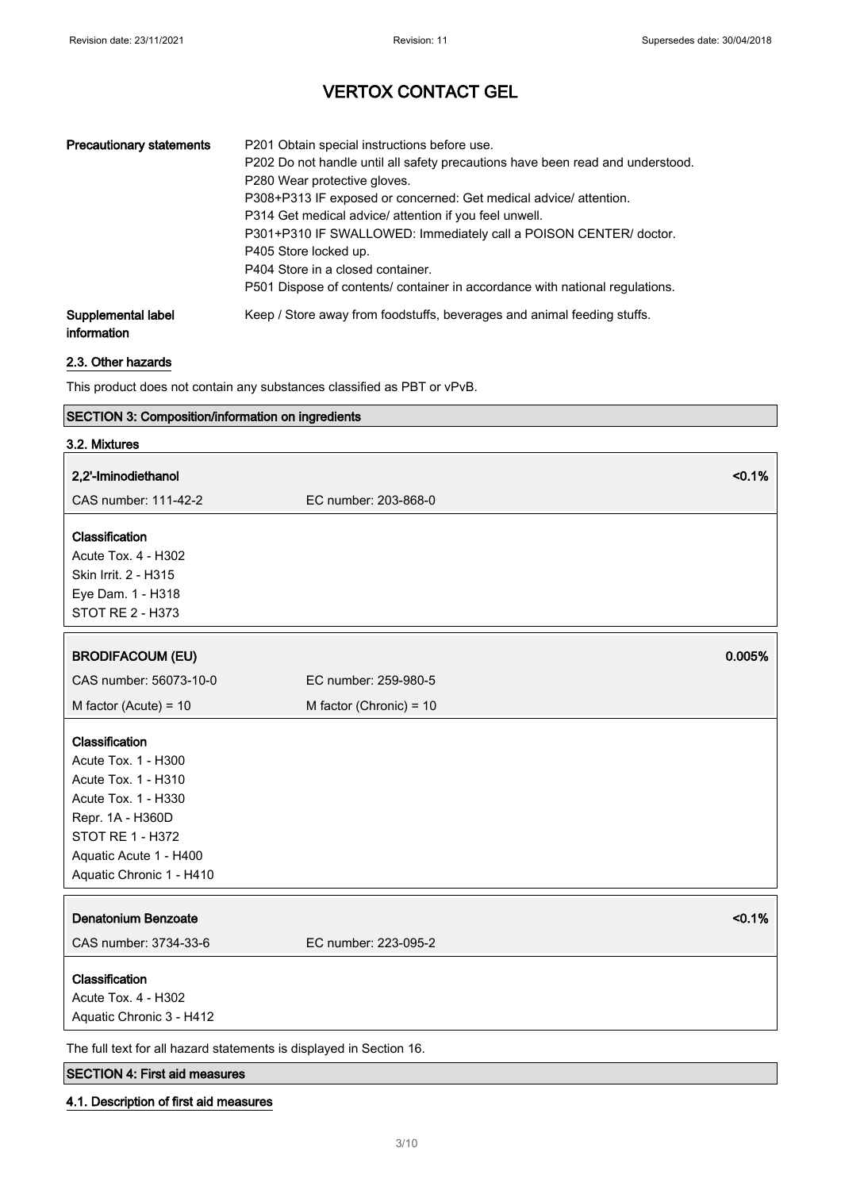| | |
|---|---|
| **Precautionary statements** | P201 Obtain special instructions before use.<br>P202 Do not handle until all safety precautions have been read and understood.<br>P280 Wear protective gloves.<br>P308+P313 IF exposed or concerned: Get medical advice/ attention.<br>P314 Get medical advice/ attention if you feel unwell.<br>P301+P310 IF SWALLOWED: Immediately call a POISON CENTER/ doctor.<br>P405 Store locked up.<br>P404 Store in a closed container.<br>P501 Dispose of contents/ container in accordance with national regulations. |
| **Supplemental label information** | Keep / Store away from foodstuffs, beverages and animal feeding stuffs. |

### 2.3. Other hazards

This product does not contain any substances classified as PBT or vPvB.

## SECTION 3: Composition/information on ingredients

### 3.2. Mixtures

**2,2'-Iminodiethanol** <0.1%

CAS number: 111-42-2 EC number: 203-868-0

**Classification**

Acute Tox. 4 - H302
Skin Irrit. 2 - H315
Eye Dam. 1 - H318
STOT RE 2 - H373

**BRODIFACOUM (EU)** 0.005%

CAS number: 56073-10-0 EC number: 259-980-5

M factor (Acute) = 10 M factor (Chronic) = 10

**Classification**

Acute Tox. 1 - H300
Acute Tox. 1 - H310
Acute Tox. 1 - H330
Repr. 1A - H360D
STOT RE 1 - H372
Aquatic Acute 1 - H400
Aquatic Chronic 1 - H410

**Denatonium Benzoate** <0.1%

CAS number: 3734-33-6 EC number: 223-095-2

**Classification**

Acute Tox. 4 - H302
Aquatic Chronic 3 - H412

The full text for all hazard statements is displayed in Section 16.

## SECTION 4: First aid measures

### 4.1. Description of first aid measures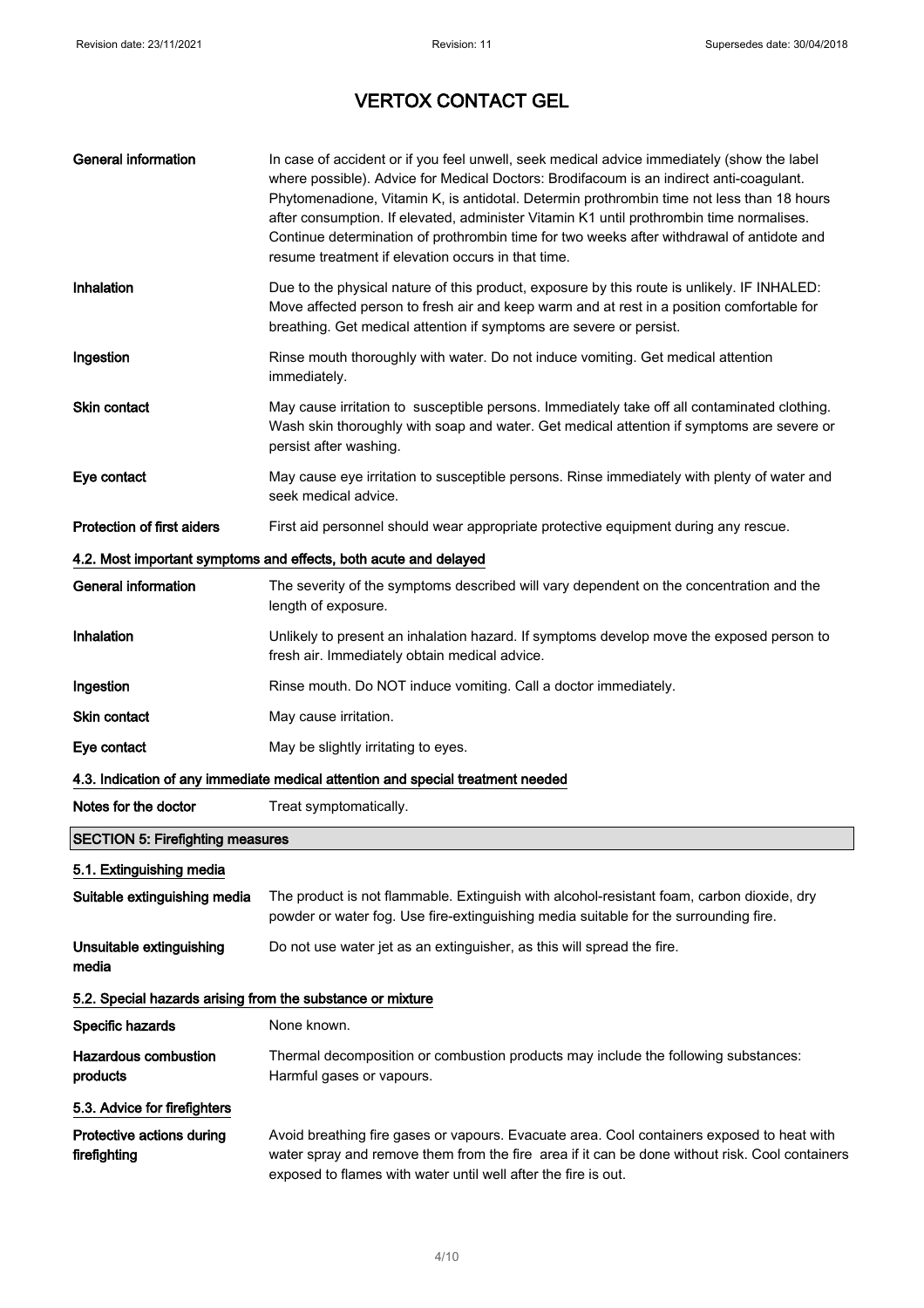| | |
|---|---|
| **General information** | In case of accident or if you feel unwell, seek medical advice immediately (show the label where possible). Advice for Medical Doctors: Brodifacoum is an indirect anti-coagulant. Phytomenadione, Vitamin K, is antidotal. Determin prothrombin time not less than 18 hours after consumption. If elevated, administer Vitamin K1 until prothrombin time normalises. Continue determination of prothrombin time for two weeks after withdrawal of antidote and resume treatment if elevation occurs in that time. |
| **Inhalation** | Due to the physical nature of this product, exposure by this route is unlikely. IF INHALED: Move affected person to fresh air and keep warm and at rest in a position comfortable for breathing. Get medical attention if symptoms are severe or persist. |
| **Ingestion** | Rinse mouth thoroughly with water. Do not induce vomiting. Get medical attention immediately. |
| **Skin contact** | May cause irritation to susceptible persons. Immediately take off all contaminated clothing. Wash skin thoroughly with soap and water. Get medical attention if symptoms are severe or persist after washing. |
| **Eye contact** | May cause eye irritation to susceptible persons. Rinse immediately with plenty of water and seek medical advice. |
| **Protection of first aiders** | First aid personnel should wear appropriate protective equipment during any rescue. |

### 4.2. Most important symptoms and effects, both acute and delayed

| | |
|---|---|
| **General information** | The severity of the symptoms described will vary dependent on the concentration and the length of exposure. |
| **Inhalation** | Unlikely to present an inhalation hazard. If symptoms develop move the exposed person to fresh air. Immediately obtain medical advice. |
| **Ingestion** | Rinse mouth. Do NOT induce vomiting. Call a doctor immediately. |
| **Skin contact** | May cause irritation. |
| **Eye contact** | May be slightly irritating to eyes. |

### 4.3. Indication of any immediate medical attention and special treatment needed

| | |
|---|---|
| **Notes for the doctor** | Treat symptomatically. |

## SECTION 5: Firefighting measures

### 5.1. Extinguishing media

| | |
|---|---|
| **Suitable extinguishing media** | The product is not flammable. Extinguish with alcohol-resistant foam, carbon dioxide, dry powder or water fog. Use fire-extinguishing media suitable for the surrounding fire. |
| **Unsuitable extinguishing media** | Do not use water jet as an extinguisher, as this will spread the fire. |

### 5.2. Special hazards arising from the substance or mixture

| | |
|---|---|
| **Specific hazards** | None known. |
| **Hazardous combustion products** | Thermal decomposition or combustion products may include the following substances: Harmful gases or vapours. |

### 5.3. Advice for firefighters

| | |
|---|---|
| **Protective actions during firefighting** | Avoid breathing fire gases or vapours. Evacuate area. Cool containers exposed to heat with water spray and remove them from the fire area if it can be done without risk. Cool containers exposed to flames with water until well after the fire is out. |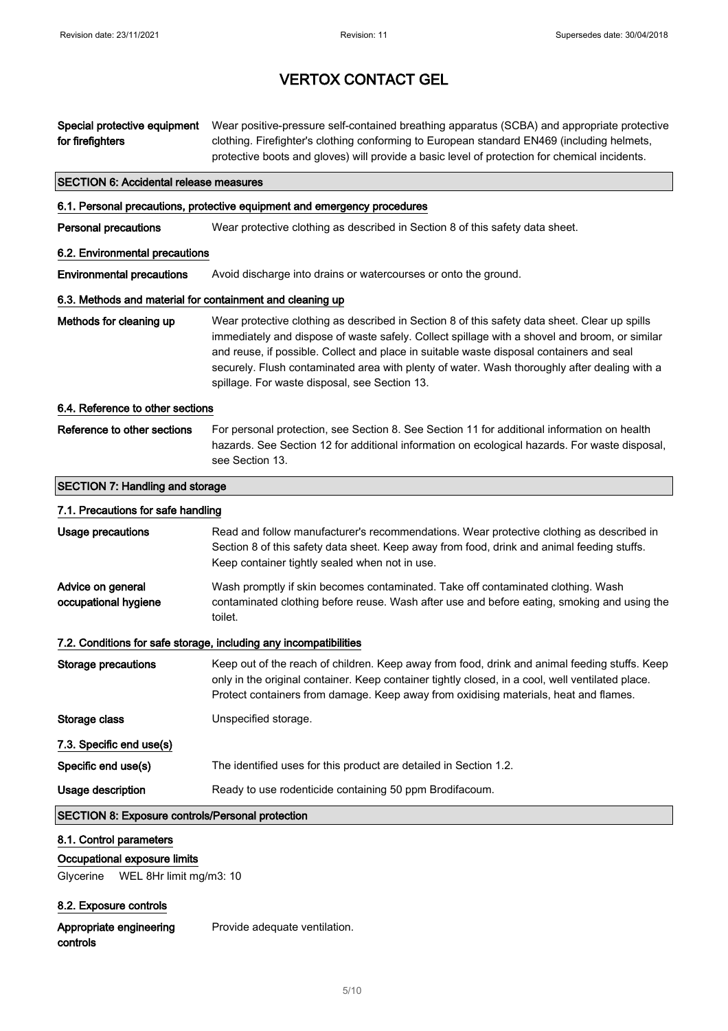# VERTOX CONTACT GEL

| | |
|---|---|
| **Special protective equipment for firefighters** | Wear positive-pressure self-contained breathing apparatus (SCBA) and appropriate protective clothing. Firefighter's clothing conforming to European standard EN469 (including helmets, protective boots and gloves) will provide a basic level of protection for chemical incidents. |

## SECTION 6: Accidental release measures

### 6.1. Personal precautions, protective equipment and emergency procedures

| | |
|---|---|
| **Personal precautions** | Wear protective clothing as described in Section 8 of this safety data sheet. |

### 6.2. Environmental precautions

| | |
|---|---|
| **Environmental precautions** | Avoid discharge into drains or watercourses or onto the ground. |

### 6.3. Methods and material for containment and cleaning up

| | |
|---|---|
| **Methods for cleaning up** | Wear protective clothing as described in Section 8 of this safety data sheet. Clear up spills immediately and dispose of waste safely. Collect spillage with a shovel and broom, or similar and reuse, if possible. Collect and place in suitable waste disposal containers and seal securely. Flush contaminated area with plenty of water. Wash thoroughly after dealing with a spillage. For waste disposal, see Section 13. |

### 6.4. Reference to other sections

| | |
|---|---|
| **Reference to other sections** | For personal protection, see Section 8. See Section 11 for additional information on health hazards. See Section 12 for additional information on ecological hazards. For waste disposal, see Section 13. |

## SECTION 7: Handling and storage

### 7.1. Precautions for safe handling

| | |
|---|---|
| **Usage precautions** | Read and follow manufacturer's recommendations. Wear protective clothing as described in Section 8 of this safety data sheet. Keep away from food, drink and animal feeding stuffs. Keep container tightly sealed when not in use. |
| **Advice on general occupational hygiene** | Wash promptly if skin becomes contaminated. Take off contaminated clothing. Wash contaminated clothing before reuse. Wash after use and before eating, smoking and using the toilet. |

### 7.2. Conditions for safe storage, including any incompatibilities

| | |
|---|---|
| **Storage precautions** | Keep out of the reach of children. Keep away from food, drink and animal feeding stuffs. Keep only in the original container. Keep container tightly closed, in a cool, well ventilated place. Protect containers from damage. Keep away from oxidising materials, heat and flames. |
| **Storage class** | Unspecified storage. |

### 7.3. Specific end use(s)

| | |
|---|---|
| **Specific end use(s)** | The identified uses for this product are detailed in Section 1.2. |
| **Usage description** | Ready to use rodenticide containing 50 ppm Brodifacoum. |

## SECTION 8: Exposure controls/Personal protection

### 8.1. Control parameters

#### Occupational exposure limits

Glycerine WEL 8Hr limit mg/m3: 10

### 8.2. Exposure controls

| | |
|---|---|
| **Appropriate engineering controls** | Provide adequate ventilation. |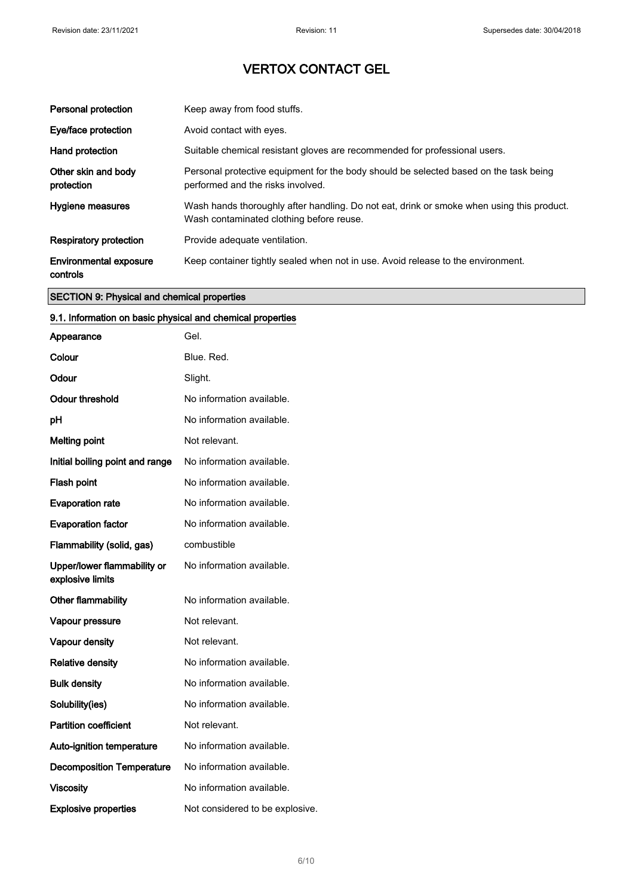| | |
|---|---|
| **Personal protection** | Keep away from food stuffs. |
| **Eye/face protection** | Avoid contact with eyes. |
| **Hand protection** | Suitable chemical resistant gloves are recommended for professional users. |
| **Other skin and body protection** | Personal protective equipment for the body should be selected based on the task being performed and the risks involved. |
| **Hygiene measures** | Wash hands thoroughly after handling. Do not eat, drink or smoke when using this product. Wash contaminated clothing before reuse. |
| **Respiratory protection** | Provide adequate ventilation. |
| **Environmental exposure controls** | Keep container tightly sealed when not in use. Avoid release to the environment. |

## SECTION 9: Physical and chemical properties

### 9.1. Information on basic physical and chemical properties

| | |
|---|---|
| **Appearance** | Gel. |
| **Colour** | Blue. Red. |
| **Odour** | Slight. |
| **Odour threshold** | No information available. |
| **pH** | No information available. |
| **Melting point** | Not relevant. |
| **Initial boiling point and range** | No information available. |
| **Flash point** | No information available. |
| **Evaporation rate** | No information available. |
| **Evaporation factor** | No information available. |
| **Flammability (solid, gas)** | combustible |
| **Upper/lower flammability or explosive limits** | No information available. |
| **Other flammability** | No information available. |
| **Vapour pressure** | Not relevant. |
| **Vapour density** | Not relevant. |
| **Relative density** | No information available. |
| **Bulk density** | No information available. |
| **Solubility(ies)** | No information available. |
| **Partition coefficient** | Not relevant. |
| **Auto-ignition temperature** | No information available. |
| **Decomposition Temperature** | No information available. |
| **Viscosity** | No information available. |
| **Explosive properties** | Not considered to be explosive. |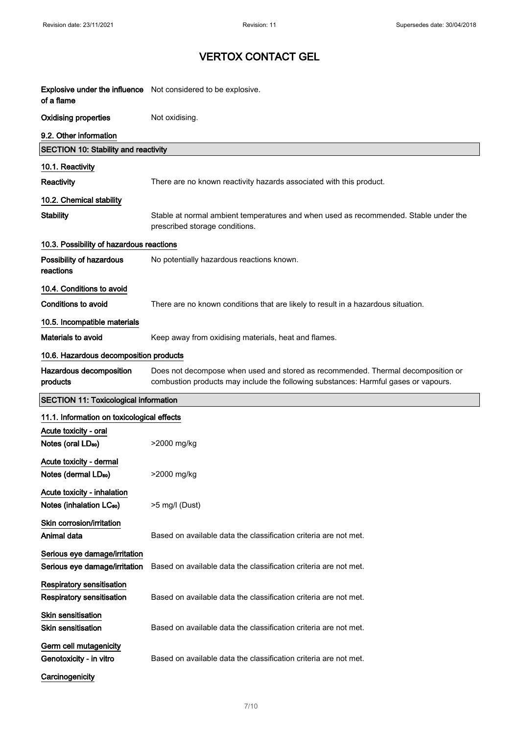**Explosive under the influence of a flame** Not considered to be explosive.

**Oxidising properties** Not oxidising.

**9.2. Other information**

## SECTION 10: Stability and reactivity

**10.1. Reactivity**

**Reactivity** There are no known reactivity hazards associated with this product.

**10.2. Chemical stability**

**Stability** Stable at normal ambient temperatures and when used as recommended. Stable under the prescribed storage conditions.

**10.3. Possibility of hazardous reactions**

**Possibility of hazardous reactions** No potentially hazardous reactions known.

**10.4. Conditions to avoid**

**Conditions to avoid** There are no known conditions that are likely to result in a hazardous situation.

**10.5. Incompatible materials**

**Materials to avoid** Keep away from oxidising materials, heat and flames.

**10.6. Hazardous decomposition products**

**Hazardous decomposition products** Does not decompose when used and stored as recommended. Thermal decomposition or combustion products may include the following substances: Harmful gases or vapours.

## SECTION 11: Toxicological information

**11.1. Information on toxicological effects**

**Acute toxicity - oral**

**Notes (oral $LD_{50}$)** >2000 mg/kg

**Acute toxicity - dermal**

**Notes (dermal $LD_{50}$)** >2000 mg/kg

**Acute toxicity - inhalation**

**Notes (inhalation $LC_{50}$)** >5 mg/l (Dust)

**Skin corrosion/irritation**

**Animal data** Based on available data the classification criteria are not met.

**Serious eye damage/irritation**

**Serious eye damage/irritation** Based on available data the classification criteria are not met.

**Respiratory sensitisation**

**Respiratory sensitisation** Based on available data the classification criteria are not met.

**Skin sensitisation**

**Skin sensitisation** Based on available data the classification criteria are not met.

**Germ cell mutagenicity**

**Genotoxicity - in vitro** Based on available data the classification criteria are not met.

**Carcinogenicity**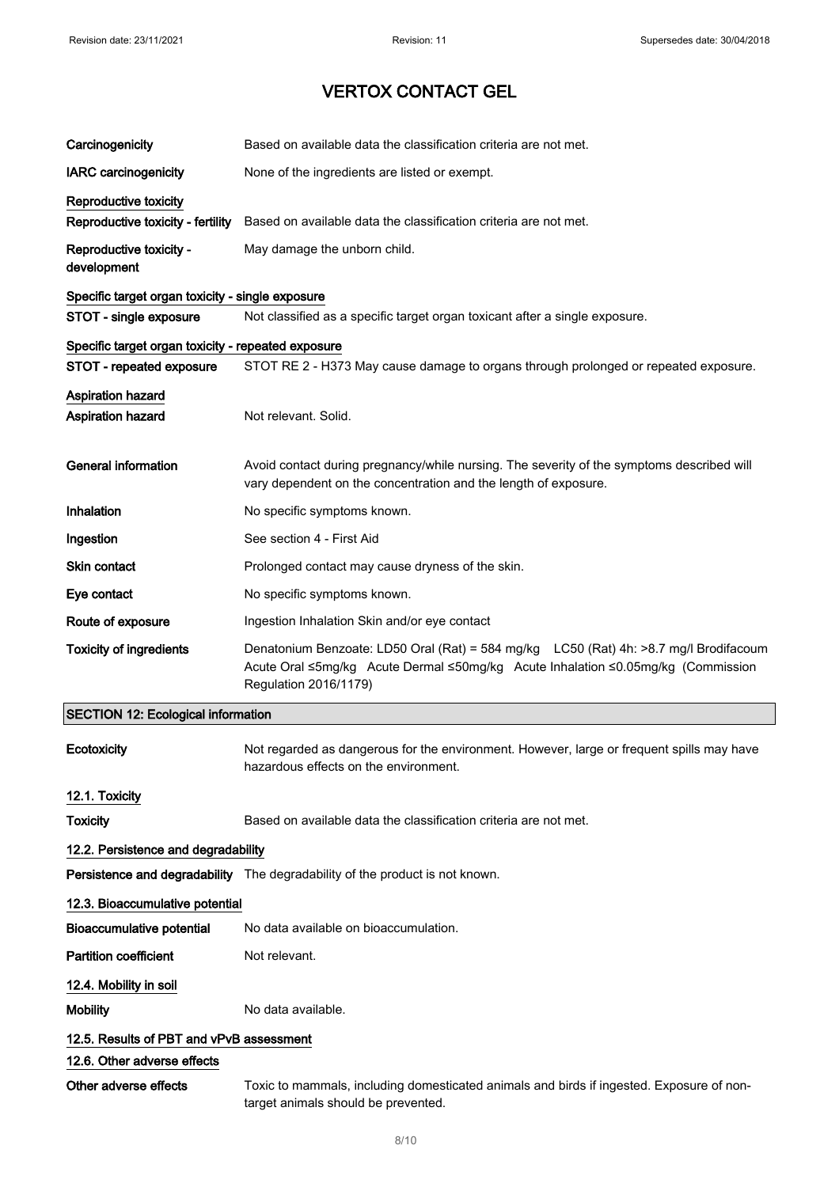# VERTOX CONTACT GEL

| | |
|---|---|
| **Carcinogenicity** | Based on available data the classification criteria are not met. |
| **IARC carcinogenicity** | None of the ingredients are listed or exempt. |

**Reproductive toxicity**

| | |
|---|---|
| **Reproductive toxicity - fertility** | Based on available data the classification criteria are not met. |
| **Reproductive toxicity - development** | May damage the unborn child. |

**Specific target organ toxicity - single exposure**

| | |
|---|---|
| **STOT - single exposure** | Not classified as a specific target organ toxicant after a single exposure. |

**Specific target organ toxicity - repeated exposure**

| | |
|---|---|
| **STOT - repeated exposure** | STOT RE 2 - H373 May cause damage to organs through prolonged or repeated exposure. |

**Aspiration hazard**

| | |
|---|---|
| **Aspiration hazard** | Not relevant. Solid. |

| | |
|---|---|
| **General information** | Avoid contact during pregnancy/while nursing. The severity of the symptoms described will vary dependent on the concentration and the length of exposure. |
| **Inhalation** | No specific symptoms known. |
| **Ingestion** | See section 4 - First Aid |
| **Skin contact** | Prolonged contact may cause dryness of the skin. |
| **Eye contact** | No specific symptoms known. |
| **Route of exposure** | Ingestion Inhalation Skin and/or eye contact |
| **Toxicity of ingredients** | Denatonium Benzoate: LD50 Oral (Rat) = 584 mg/kg LC50 (Rat) 4h: >8.7 mg/l Brodifacoum Acute Oral ≤5mg/kg Acute Dermal ≤50mg/kg Acute Inhalation ≤0.05mg/kg (Commission Regulation 2016/1179) |

## SECTION 12: Ecological information

| | |
|---|---|
| **Ecotoxicity** | Not regarded as dangerous for the environment. However, large or frequent spills may have hazardous effects on the environment. |

### 12.1. Toxicity

| | |
|---|---|
| **Toxicity** | Based on available data the classification criteria are not met. |

### 12.2. Persistence and degradability

| | |
|---|---|
| **Persistence and degradability** | The degradability of the product is not known. |

### 12.3. Bioaccumulative potential

| | |
|---|---|
| **Bioaccumulative potential** | No data available on bioaccumulation. |
| **Partition coefficient** | Not relevant. |

### 12.4. Mobility in soil

| | |
|---|---|
| **Mobility** | No data available. |

### 12.5. Results of PBT and vPvB assessment

### 12.6. Other adverse effects

| | |
|---|---|
| **Other adverse effects** | Toxic to mammals, including domesticated animals and birds if ingested. Exposure of non-target animals should be prevented. |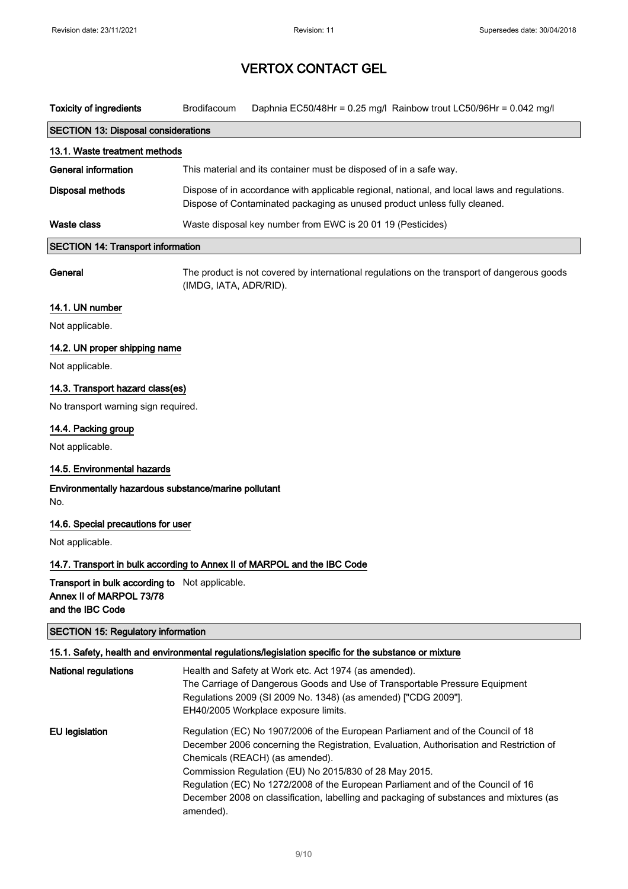# VERTOX CONTACT GEL

| Toxicity of ingredients | Brodifacoum | Daphnia EC50/48Hr = 0.25 mg/l Rainbow trout LC50/96Hr = 0.042 mg/l |
|---|---|---|

## SECTION 13: Disposal considerations

### 13.1. Waste treatment methods

**General information** This material and its container must be disposed of in a safe way.

**Disposal methods** Dispose of in accordance with applicable regional, national, and local laws and regulations. Dispose of Contaminated packaging as unused product unless fully cleaned.

**Waste class** Waste disposal key number from EWC is 20 01 19 (Pesticides)

## SECTION 14: Transport information

**General** The product is not covered by international regulations on the transport of dangerous goods (IMDG, IATA, ADR/RID).

### 14.1. UN number

Not applicable.

### 14.2. UN proper shipping name

Not applicable.

### 14.3. Transport hazard class(es)

No transport warning sign required.

### 14.4. Packing group

Not applicable.

### 14.5. Environmental hazards

**Environmentally hazardous substance/marine pollutant**

No.

### 14.6. Special precautions for user

Not applicable.

### 14.7. Transport in bulk according to Annex II of MARPOL and the IBC Code

**Transport in bulk according to Annex II of MARPOL 73/78 and the IBC Code** Not applicable.

## SECTION 15: Regulatory information

### 15.1. Safety, health and environmental regulations/legislation specific for the substance or mixture

**National regulations** Health and Safety at Work etc. Act 1974 (as amended).
The Carriage of Dangerous Goods and Use of Transportable Pressure Equipment Regulations 2009 (SI 2009 No. 1348) (as amended) ["CDG 2009"].
EH40/2005 Workplace exposure limits.

**EU legislation** Regulation (EC) No 1907/2006 of the European Parliament and of the Council of 18 December 2006 concerning the Registration, Evaluation, Authorisation and Restriction of Chemicals (REACH) (as amended).
Commission Regulation (EU) No 2015/830 of 28 May 2015.
Regulation (EC) No 1272/2008 of the European Parliament and of the Council of 16 December 2008 on classification, labelling and packaging of substances and mixtures (as amended).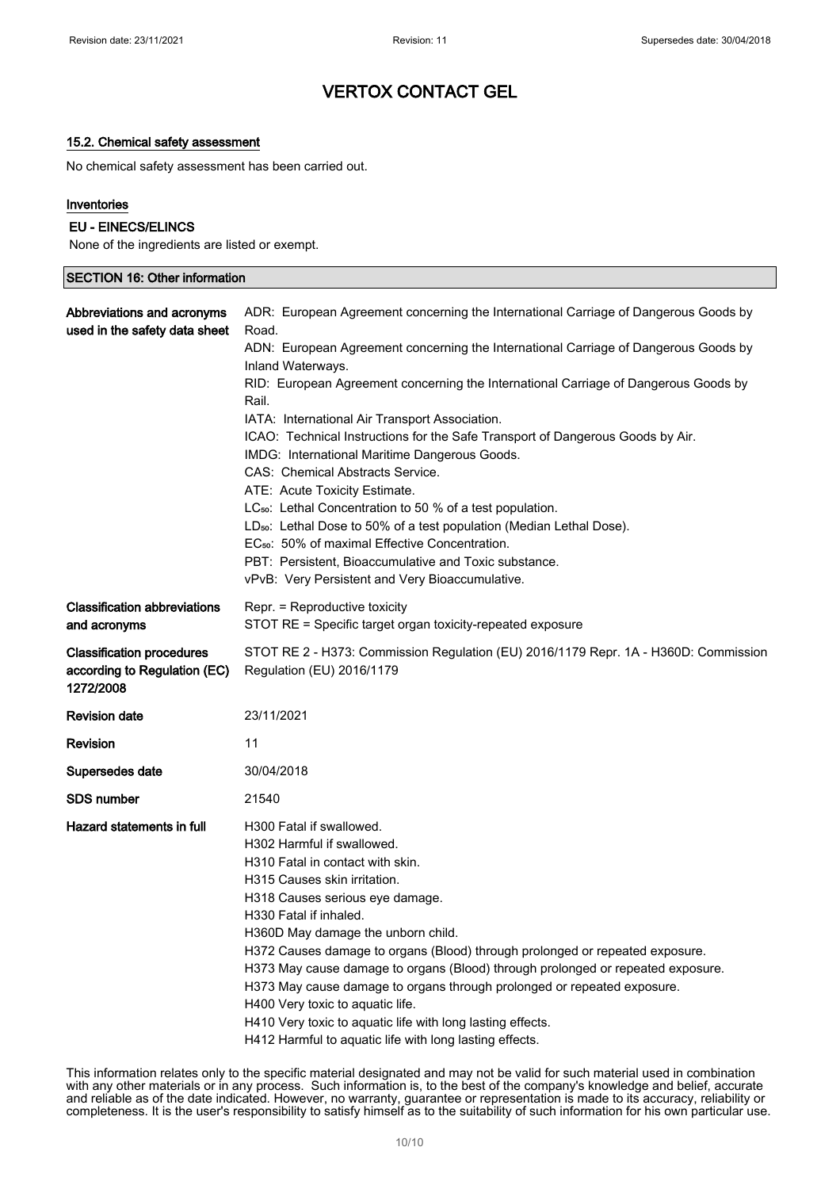# VERTOX CONTACT GEL

## 15.2. Chemical safety assessment

No chemical safety assessment has been carried out.

### Inventories

**EU - EINECS/ELINCS**

None of the ingredients are listed or exempt.

## SECTION 16: Other information

| | |
|---|---|
| **Abbreviations and acronyms used in the safety data sheet** | ADR: European Agreement concerning the International Carriage of Dangerous Goods by Road.<br>ADN: European Agreement concerning the International Carriage of Dangerous Goods by Inland Waterways.<br>RID: European Agreement concerning the International Carriage of Dangerous Goods by Rail.<br>IATA: International Air Transport Association.<br>ICAO: Technical Instructions for the Safe Transport of Dangerous Goods by Air.<br>IMDG: International Maritime Dangerous Goods.<br>CAS: Chemical Abstracts Service.<br>ATE: Acute Toxicity Estimate.<br>$LC_{50}$: Lethal Concentration to 50 % of a test population.<br>$LD_{50}$: Lethal Dose to 50% of a test population (Median Lethal Dose).<br>$EC_{50}$: 50% of maximal Effective Concentration.<br>PBT: Persistent, Bioaccumulative and Toxic substance.<br>vPvB: Very Persistent and Very Bioaccumulative. |
| **Classification abbreviations and acronyms** | Repr. = Reproductive toxicity<br>STOT RE = Specific target organ toxicity-repeated exposure |
| **Classification procedures according to Regulation (EC) 1272/2008** | STOT RE 2 - H373: Commission Regulation (EU) 2016/1179 Repr. 1A - H360D: Commission Regulation (EU) 2016/1179 |
| **Revision date** | 23/11/2021 |
| **Revision** | 11 |
| **Supersedes date** | 30/04/2018 |
| **SDS number** | 21540 |
| **Hazard statements in full** | H300 Fatal if swallowed.<br>H302 Harmful if swallowed.<br>H310 Fatal in contact with skin.<br>H315 Causes skin irritation.<br>H318 Causes serious eye damage.<br>H330 Fatal if inhaled.<br>H360D May damage the unborn child.<br>H372 Causes damage to organs (Blood) through prolonged or repeated exposure.<br>H373 May cause damage to organs (Blood) through prolonged or repeated exposure.<br>H373 May cause damage to organs through prolonged or repeated exposure.<br>H400 Very toxic to aquatic life.<br>H410 Very toxic to aquatic life with long lasting effects.<br>H412 Harmful to aquatic life with long lasting effects. |

This information relates only to the specific material designated and may not be valid for such material used in combination with any other materials or in any process. Such information is, to the best of the company's knowledge and belief, accurate and reliable as of the date indicated. However, no warranty, guarantee or representation is made to its accuracy, reliability or completeness. It is the user's responsibility to satisfy himself as to the suitability of such information for his own particular use.